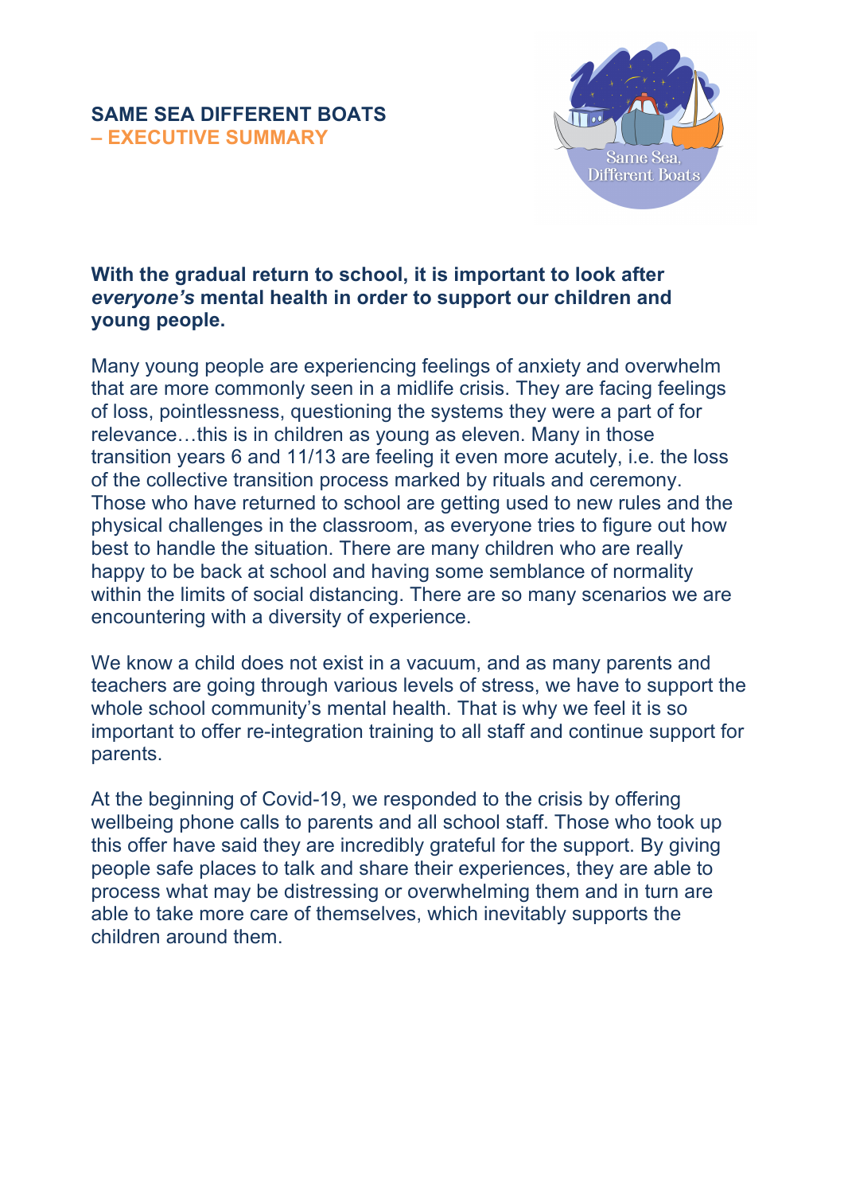# SAME SEA DIFFERENT BOATS
## – EXECUTIVE SUMMARY

**With the gradual return to school, it is important to look after *everyone's* mental health in order to support our children and young people.**

Many young people are experiencing feelings of anxiety and overwhelm that are more commonly seen in a midlife crisis. They are facing feelings of loss, pointlessness, questioning the systems they were a part of for relevance…this is in children as young as eleven. Many in those transition years 6 and 11/13 are feeling it even more acutely, i.e. the loss of the collective transition process marked by rituals and ceremony. Those who have returned to school are getting used to new rules and the physical challenges in the classroom, as everyone tries to figure out how best to handle the situation. There are many children who are really happy to be back at school and having some semblance of normality within the limits of social distancing. There are so many scenarios we are encountering with a diversity of experience.

We know a child does not exist in a vacuum, and as many parents and teachers are going through various levels of stress, we have to support the whole school community's mental health. That is why we feel it is so important to offer re-integration training to all staff and continue support for parents.

At the beginning of Covid-19, we responded to the crisis by offering wellbeing phone calls to parents and all school staff. Those who took up this offer have said they are incredibly grateful for the support. By giving people safe places to talk and share their experiences, they are able to process what may be distressing or overwhelming them and in turn are able to take more care of themselves, which inevitably supports the children around them.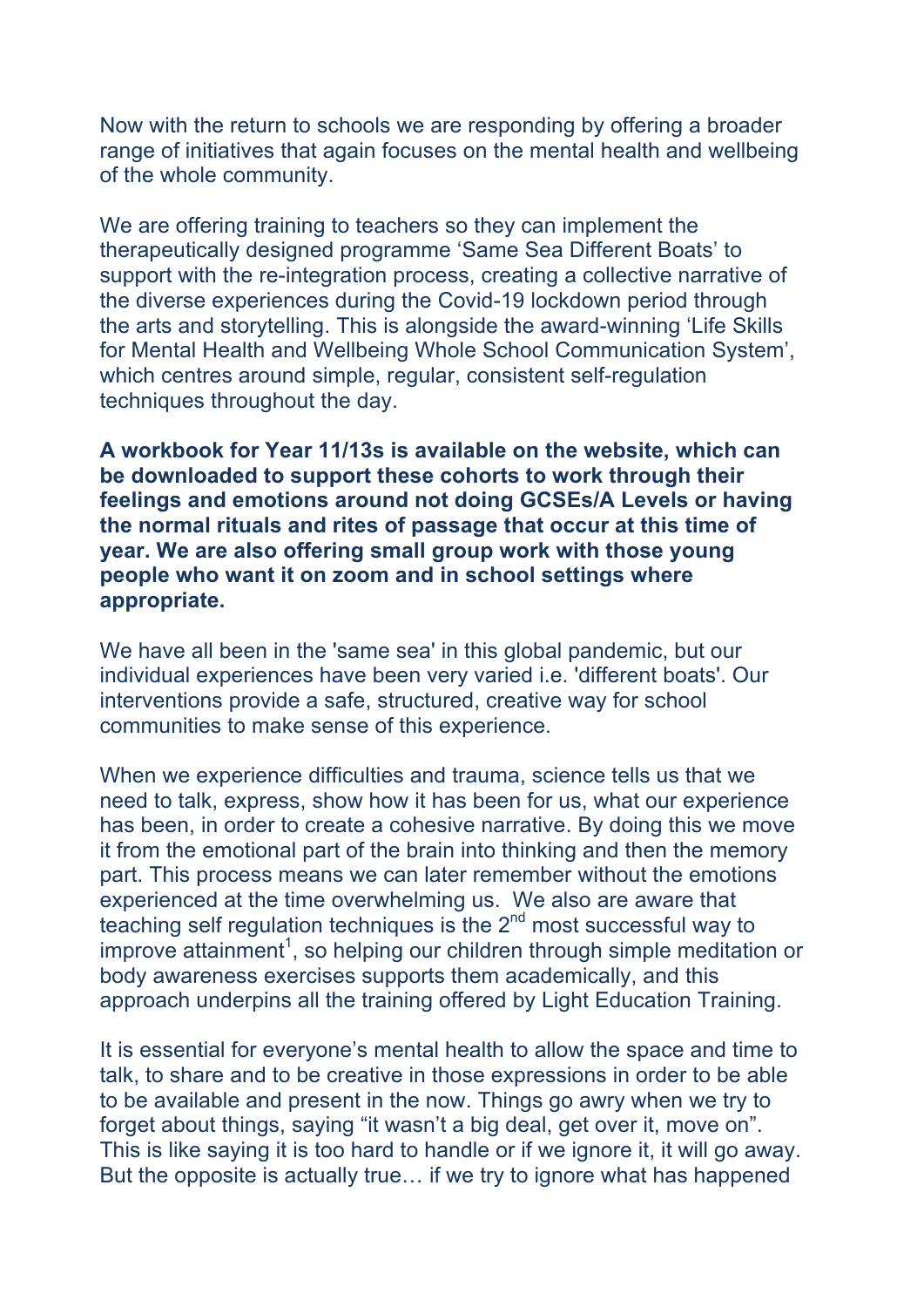Now with the return to schools we are responding by offering a broader range of initiatives that again focuses on the mental health and wellbeing of the whole community.

We are offering training to teachers so they can implement the therapeutically designed programme 'Same Sea Different Boats' to support with the re-integration process, creating a collective narrative of the diverse experiences during the Covid-19 lockdown period through the arts and storytelling. This is alongside the award-winning 'Life Skills for Mental Health and Wellbeing Whole School Communication System', which centres around simple, regular, consistent self-regulation techniques throughout the day.

**A workbook for Year 11/13s is available on the website, which can be downloaded to support these cohorts to work through their feelings and emotions around not doing GCSEs/A Levels or having the normal rituals and rites of passage that occur at this time of year. We are also offering small group work with those young people who want it on zoom and in school settings where appropriate.**

We have all been in the 'same sea' in this global pandemic, but our individual experiences have been very varied i.e. 'different boats'. Our interventions provide a safe, structured, creative way for school communities to make sense of this experience.

When we experience difficulties and trauma, science tells us that we need to talk, express, show how it has been for us, what our experience has been, in order to create a cohesive narrative. By doing this we move it from the emotional part of the brain into thinking and then the memory part. This process means we can later remember without the emotions experienced at the time overwhelming us. We also are aware that teaching self regulation techniques is the 2nd most successful way to improve attainment[1], so helping our children through simple meditation or body awareness exercises supports them academically, and this approach underpins all the training offered by Light Education Training.

It is essential for everyone's mental health to allow the space and time to talk, to share and to be creative in those expressions in order to be able to be available and present in the now. Things go awry when we try to forget about things, saying "it wasn't a big deal, get over it, move on". This is like saying it is too hard to handle or if we ignore it, it will go away. But the opposite is actually true… if we try to ignore what has happened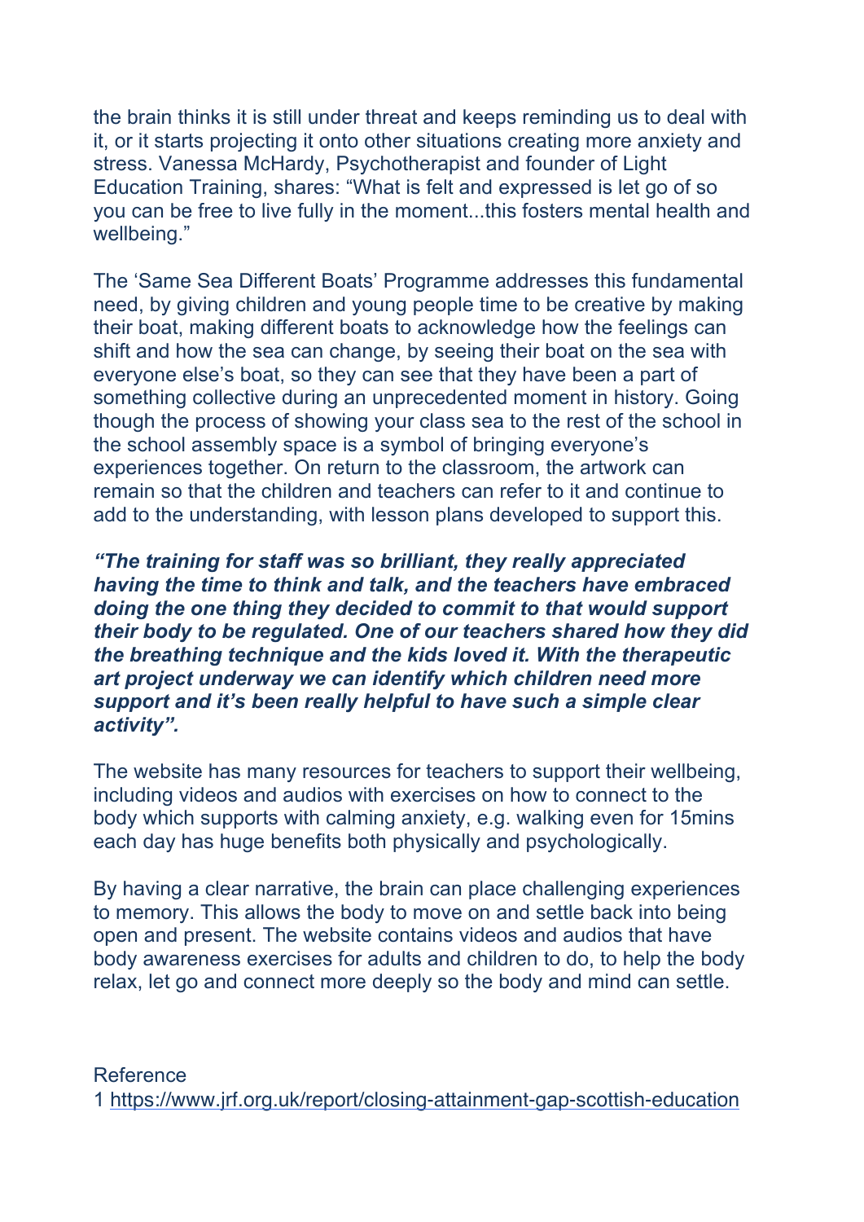the brain thinks it is still under threat and keeps reminding us to deal with it, or it starts projecting it onto other situations creating more anxiety and stress. Vanessa McHardy, Psychotherapist and founder of Light Education Training, shares: "What is felt and expressed is let go of so you can be free to live fully in the moment...this fosters mental health and wellbeing."

The 'Same Sea Different Boats' Programme addresses this fundamental need, by giving children and young people time to be creative by making their boat, making different boats to acknowledge how the feelings can shift and how the sea can change, by seeing their boat on the sea with everyone else's boat, so they can see that they have been a part of something collective during an unprecedented moment in history. Going though the process of showing your class sea to the rest of the school in the school assembly space is a symbol of bringing everyone's experiences together. On return to the classroom, the artwork can remain so that the children and teachers can refer to it and continue to add to the understanding, with lesson plans developed to support this.

***"The training for staff was so brilliant, they really appreciated having the time to think and talk, and the teachers have embraced doing the one thing they decided to commit to that would support their body to be regulated. One of our teachers shared how they did the breathing technique and the kids loved it. With the therapeutic art project underway we can identify which children need more support and it's been really helpful to have such a simple clear activity".***

The website has many resources for teachers to support their wellbeing, including videos and audios with exercises on how to connect to the body which supports with calming anxiety, e.g. walking even for 15mins each day has huge benefits both physically and psychologically.

By having a clear narrative, the brain can place challenging experiences to memory. This allows the body to move on and settle back into being open and present. The website contains videos and audios that have body awareness exercises for adults and children to do, to help the body relax, let go and connect more deeply so the body and mind can settle.

Reference

1 https://www.jrf.org.uk/report/closing-attainment-gap-scottish-education